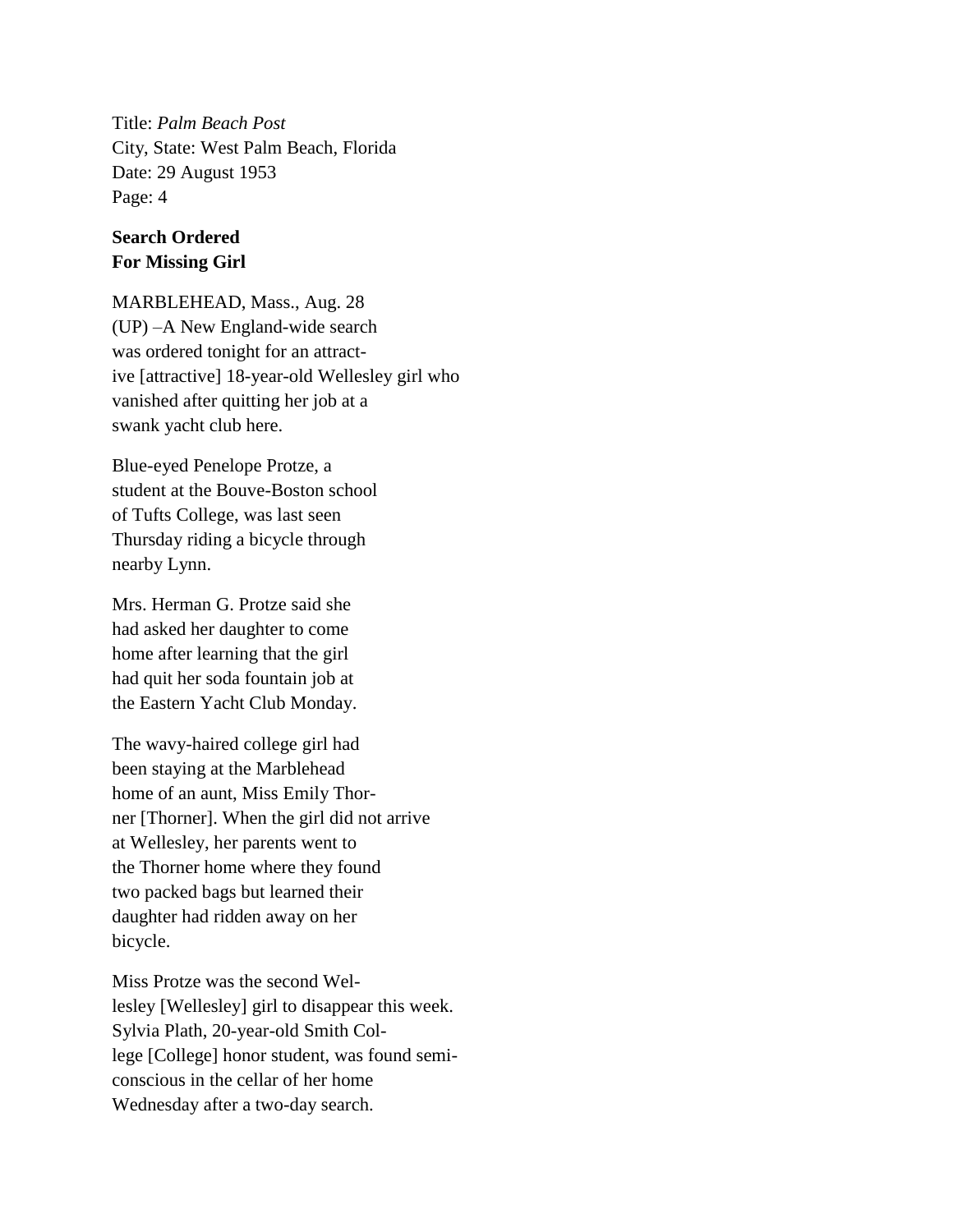Title: *Palm Beach Post*
City, State: West Palm Beach, Florida
Date: 29 August 1953
Page: 4

**Search Ordered**
**For Missing Girl**

MARBLEHEAD, Mass., Aug. 28 (UP) –A New England-wide search was ordered tonight for an attract-ive [attractive] 18-year-old Wellesley girl who vanished after quitting her job at a swank yacht club here.

Blue-eyed Penelope Protze, a student at the Bouve-Boston school of Tufts College, was last seen Thursday riding a bicycle through nearby Lynn.

Mrs. Herman G. Protze said she had asked her daughter to come home after learning that the girl had quit her soda fountain job at the Eastern Yacht Club Monday.

The wavy-haired college girl had been staying at the Marblehead home of an aunt, Miss Emily Thor-ner [Thorner]. When the girl did not arrive at Wellesley, her parents went to the Thorner home where they found two packed bags but learned their daughter had ridden away on her bicycle.

Miss Protze was the second Wel-lesley [Wellesley] girl to disappear this week. Sylvia Plath, 20-year-old Smith Col-lege [College] honor student, was found semi-conscious in the cellar of her home Wednesday after a two-day search.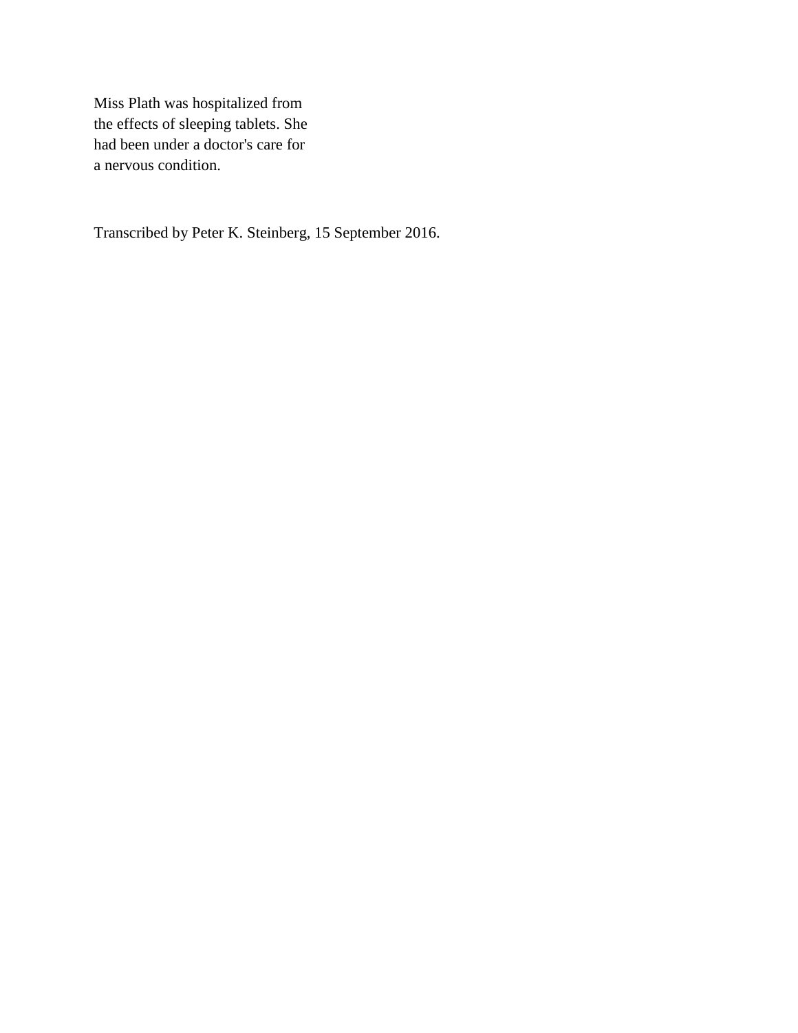Miss Plath was hospitalized from the effects of sleeping tablets. She had been under a doctor's care for a nervous condition.

Transcribed by Peter K. Steinberg, 15 September 2016.